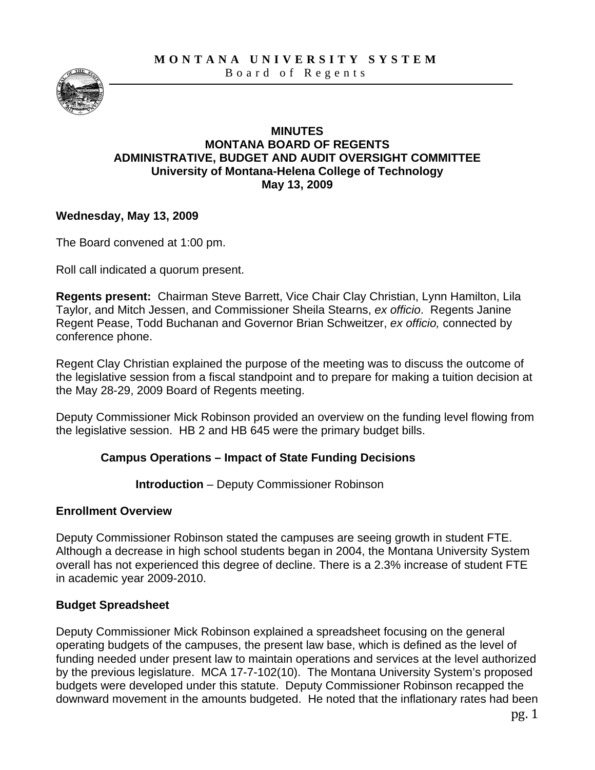**MONTANA UNIVERSITY SYSTEM**
Board of Regents

# MINUTES
# MONTANA BOARD OF REGENTS
# ADMINISTRATIVE, BUDGET AND AUDIT OVERSIGHT COMMITTEE
## University of Montana-Helena College of Technology
## May 13, 2009

**Wednesday, May 13, 2009**

The Board convened at 1:00 pm.

Roll call indicated a quorum present.

**Regents present:** Chairman Steve Barrett, Vice Chair Clay Christian, Lynn Hamilton, Lila Taylor, and Mitch Jessen, and Commissioner Sheila Stearns, *ex officio*. Regents Janine Regent Pease, Todd Buchanan and Governor Brian Schweitzer, *ex officio,* connected by conference phone.

Regent Clay Christian explained the purpose of the meeting was to discuss the outcome of the legislative session from a fiscal standpoint and to prepare for making a tuition decision at the May 28-29, 2009 Board of Regents meeting.

Deputy Commissioner Mick Robinson provided an overview on the funding level flowing from the legislative session. HB 2 and HB 645 were the primary budget bills.

### Campus Operations – Impact of State Funding Decisions

**Introduction** – Deputy Commissioner Robinson

### Enrollment Overview

Deputy Commissioner Robinson stated the campuses are seeing growth in student FTE. Although a decrease in high school students began in 2004, the Montana University System overall has not experienced this degree of decline. There is a 2.3% increase of student FTE in academic year 2009-2010.

### Budget Spreadsheet

Deputy Commissioner Mick Robinson explained a spreadsheet focusing on the general operating budgets of the campuses, the present law base, which is defined as the level of funding needed under present law to maintain operations and services at the level authorized by the previous legislature. MCA 17-7-102(10). The Montana University System's proposed budgets were developed under this statute. Deputy Commissioner Robinson recapped the downward movement in the amounts budgeted. He noted that the inflationary rates had been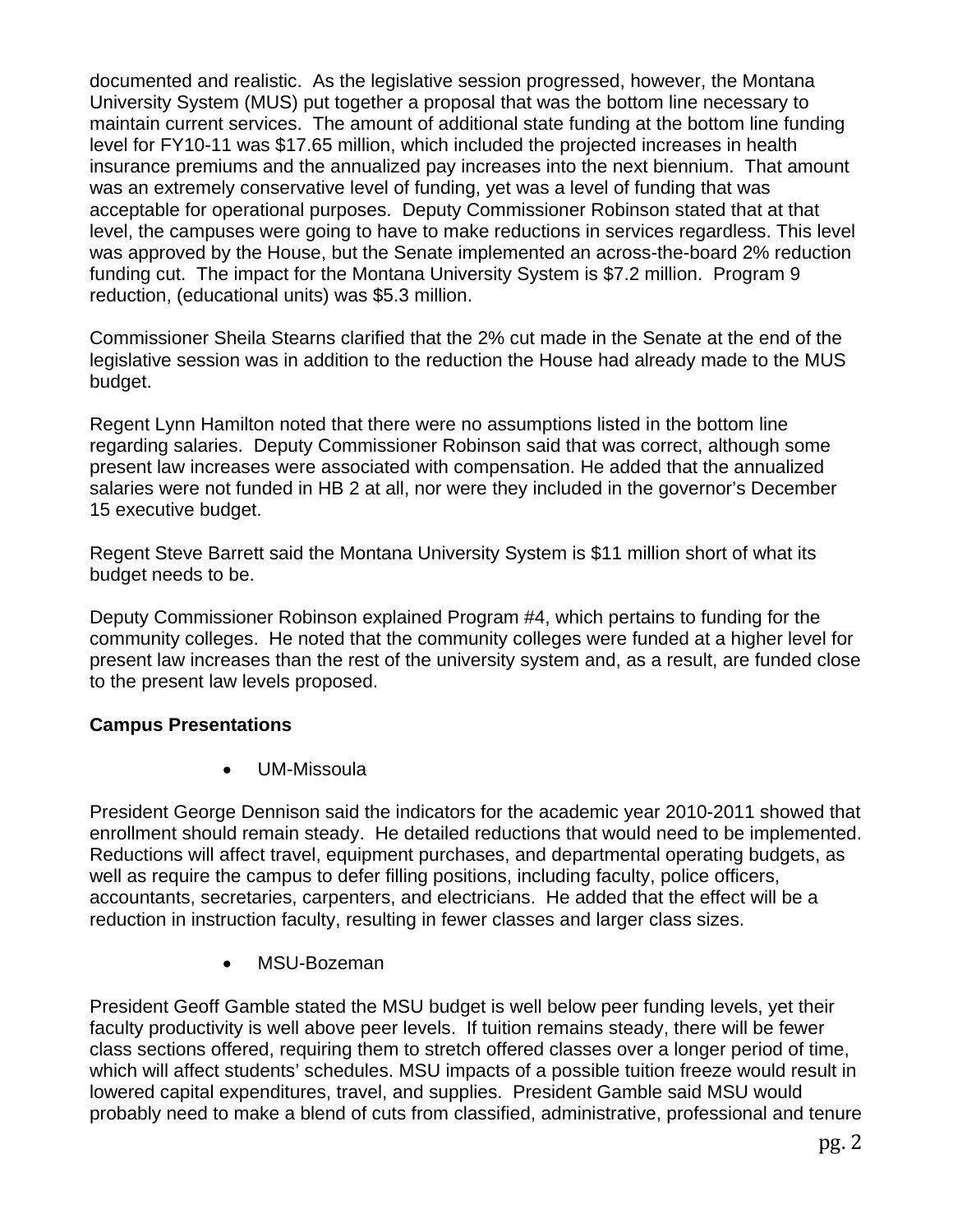documented and realistic. As the legislative session progressed, however, the Montana University System (MUS) put together a proposal that was the bottom line necessary to maintain current services. The amount of additional state funding at the bottom line funding level for FY10-11 was $17.65 million, which included the projected increases in health insurance premiums and the annualized pay increases into the next biennium. That amount was an extremely conservative level of funding, yet was a level of funding that was acceptable for operational purposes. Deputy Commissioner Robinson stated that at that level, the campuses were going to have to make reductions in services regardless. This level was approved by the House, but the Senate implemented an across-the-board 2% reduction funding cut. The impact for the Montana University System is $7.2 million. Program 9 reduction, (educational units) was $5.3 million.

Commissioner Sheila Stearns clarified that the 2% cut made in the Senate at the end of the legislative session was in addition to the reduction the House had already made to the MUS budget.

Regent Lynn Hamilton noted that there were no assumptions listed in the bottom line regarding salaries. Deputy Commissioner Robinson said that was correct, although some present law increases were associated with compensation. He added that the annualized salaries were not funded in HB 2 at all, nor were they included in the governor's December 15 executive budget.

Regent Steve Barrett said the Montana University System is $11 million short of what its budget needs to be.

Deputy Commissioner Robinson explained Program #4, which pertains to funding for the community colleges. He noted that the community colleges were funded at a higher level for present law increases than the rest of the university system and, as a result, are funded close to the present law levels proposed.

**Campus Presentations**

- UM-Missoula

President George Dennison said the indicators for the academic year 2010-2011 showed that enrollment should remain steady. He detailed reductions that would need to be implemented. Reductions will affect travel, equipment purchases, and departmental operating budgets, as well as require the campus to defer filling positions, including faculty, police officers, accountants, secretaries, carpenters, and electricians. He added that the effect will be a reduction in instruction faculty, resulting in fewer classes and larger class sizes.

- MSU-Bozeman

President Geoff Gamble stated the MSU budget is well below peer funding levels, yet their faculty productivity is well above peer levels. If tuition remains steady, there will be fewer class sections offered, requiring them to stretch offered classes over a longer period of time, which will affect students' schedules. MSU impacts of a possible tuition freeze would result in lowered capital expenditures, travel, and supplies. President Gamble said MSU would probably need to make a blend of cuts from classified, administrative, professional and tenure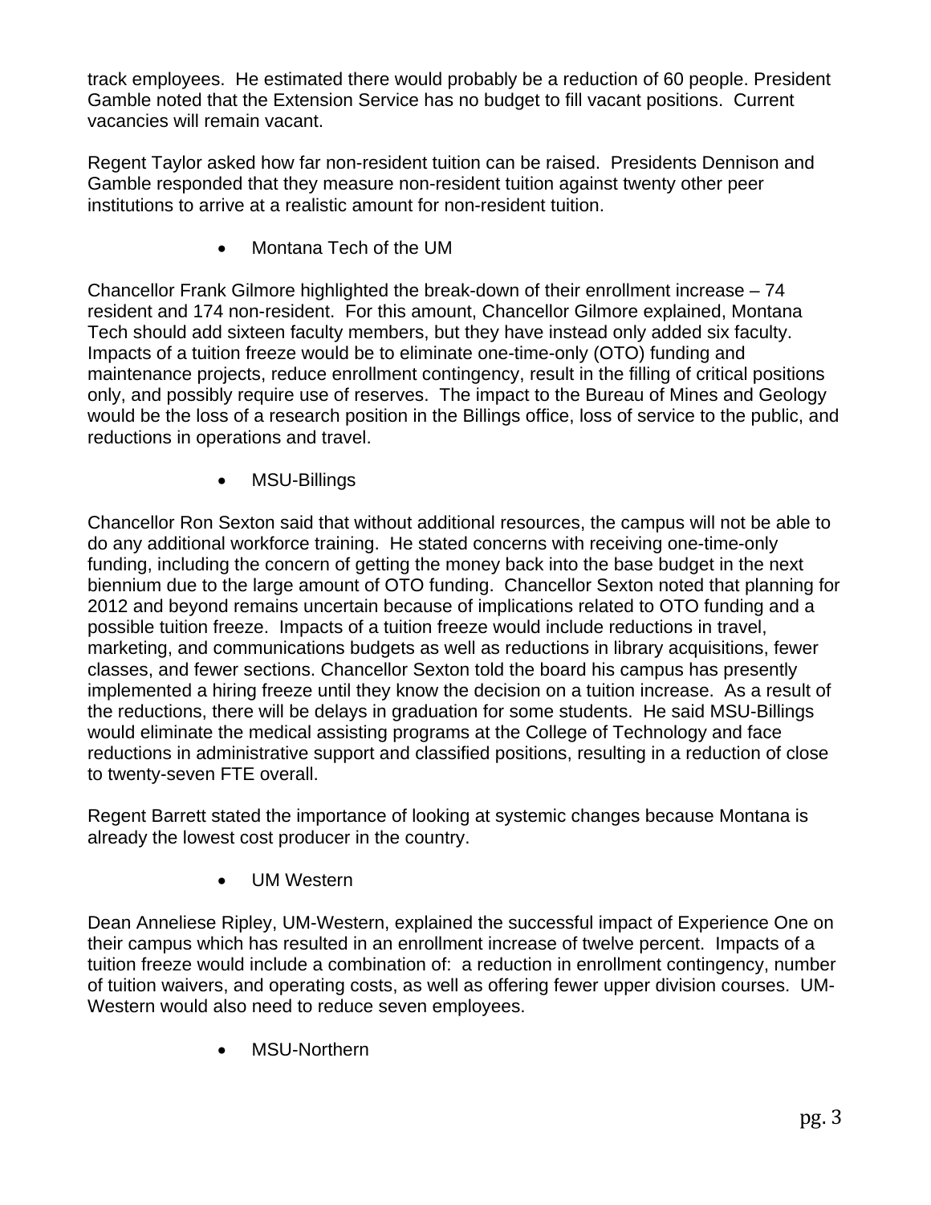track employees. He estimated there would probably be a reduction of 60 people. President Gamble noted that the Extension Service has no budget to fill vacant positions. Current vacancies will remain vacant.

Regent Taylor asked how far non-resident tuition can be raised. Presidents Dennison and Gamble responded that they measure non-resident tuition against twenty other peer institutions to arrive at a realistic amount for non-resident tuition.

- Montana Tech of the UM

Chancellor Frank Gilmore highlighted the break-down of their enrollment increase – 74 resident and 174 non-resident. For this amount, Chancellor Gilmore explained, Montana Tech should add sixteen faculty members, but they have instead only added six faculty. Impacts of a tuition freeze would be to eliminate one-time-only (OTO) funding and maintenance projects, reduce enrollment contingency, result in the filling of critical positions only, and possibly require use of reserves. The impact to the Bureau of Mines and Geology would be the loss of a research position in the Billings office, loss of service to the public, and reductions in operations and travel.

- MSU-Billings

Chancellor Ron Sexton said that without additional resources, the campus will not be able to do any additional workforce training. He stated concerns with receiving one-time-only funding, including the concern of getting the money back into the base budget in the next biennium due to the large amount of OTO funding. Chancellor Sexton noted that planning for 2012 and beyond remains uncertain because of implications related to OTO funding and a possible tuition freeze. Impacts of a tuition freeze would include reductions in travel, marketing, and communications budgets as well as reductions in library acquisitions, fewer classes, and fewer sections. Chancellor Sexton told the board his campus has presently implemented a hiring freeze until they know the decision on a tuition increase. As a result of the reductions, there will be delays in graduation for some students. He said MSU-Billings would eliminate the medical assisting programs at the College of Technology and face reductions in administrative support and classified positions, resulting in a reduction of close to twenty-seven FTE overall.

Regent Barrett stated the importance of looking at systemic changes because Montana is already the lowest cost producer in the country.

- UM Western

Dean Anneliese Ripley, UM-Western, explained the successful impact of Experience One on their campus which has resulted in an enrollment increase of twelve percent. Impacts of a tuition freeze would include a combination of: a reduction in enrollment contingency, number of tuition waivers, and operating costs, as well as offering fewer upper division courses. UM-Western would also need to reduce seven employees.

- MSU-Northern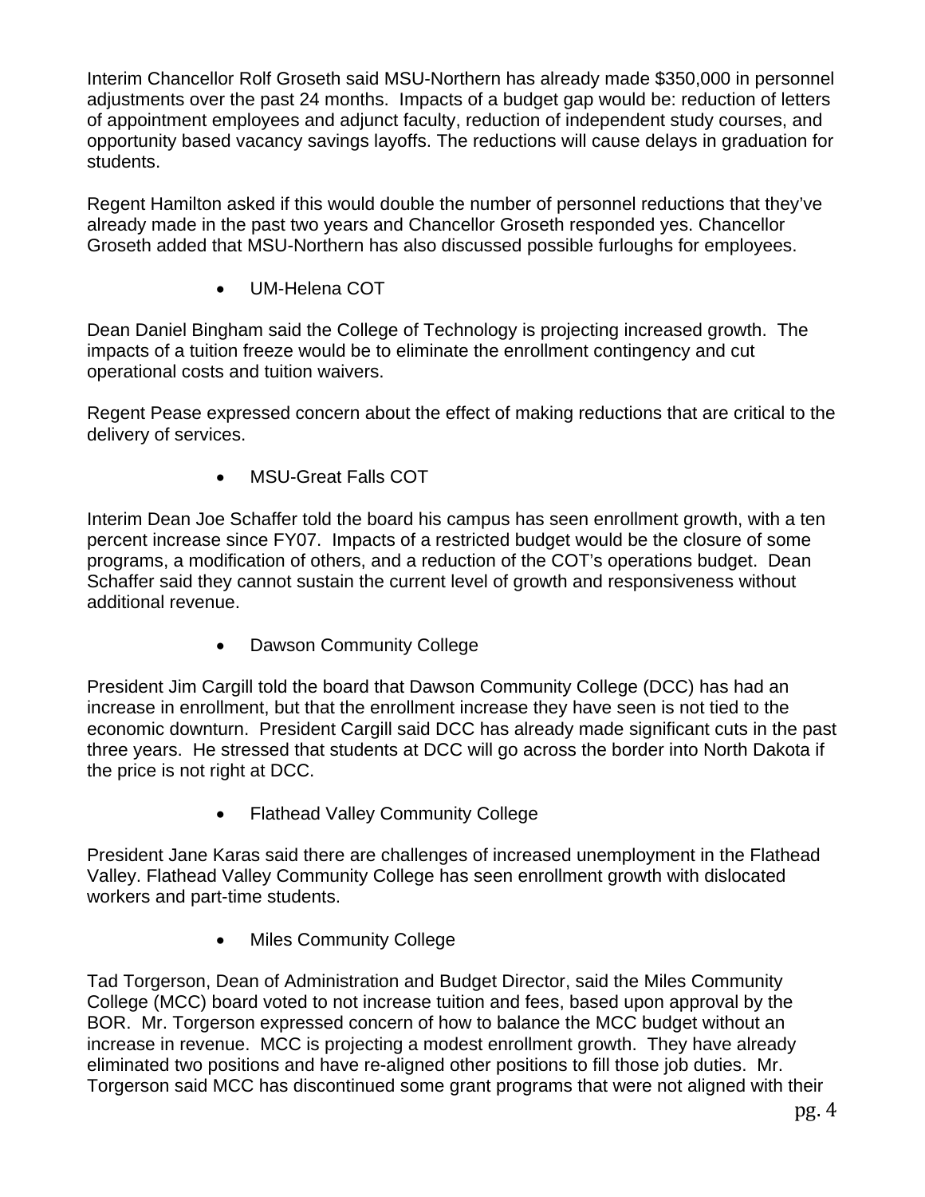Interim Chancellor Rolf Groseth said MSU-Northern has already made $350,000 in personnel adjustments over the past 24 months. Impacts of a budget gap would be: reduction of letters of appointment employees and adjunct faculty, reduction of independent study courses, and opportunity based vacancy savings layoffs. The reductions will cause delays in graduation for students.

Regent Hamilton asked if this would double the number of personnel reductions that they've already made in the past two years and Chancellor Groseth responded yes. Chancellor Groseth added that MSU-Northern has also discussed possible furloughs for employees.

- UM-Helena COT

Dean Daniel Bingham said the College of Technology is projecting increased growth. The impacts of a tuition freeze would be to eliminate the enrollment contingency and cut operational costs and tuition waivers.

Regent Pease expressed concern about the effect of making reductions that are critical to the delivery of services.

- MSU-Great Falls COT

Interim Dean Joe Schaffer told the board his campus has seen enrollment growth, with a ten percent increase since FY07. Impacts of a restricted budget would be the closure of some programs, a modification of others, and a reduction of the COT's operations budget. Dean Schaffer said they cannot sustain the current level of growth and responsiveness without additional revenue.

- Dawson Community College

President Jim Cargill told the board that Dawson Community College (DCC) has had an increase in enrollment, but that the enrollment increase they have seen is not tied to the economic downturn. President Cargill said DCC has already made significant cuts in the past three years. He stressed that students at DCC will go across the border into North Dakota if the price is not right at DCC.

- Flathead Valley Community College

President Jane Karas said there are challenges of increased unemployment in the Flathead Valley. Flathead Valley Community College has seen enrollment growth with dislocated workers and part-time students.

- Miles Community College

Tad Torgerson, Dean of Administration and Budget Director, said the Miles Community College (MCC) board voted to not increase tuition and fees, based upon approval by the BOR. Mr. Torgerson expressed concern of how to balance the MCC budget without an increase in revenue. MCC is projecting a modest enrollment growth. They have already eliminated two positions and have re-aligned other positions to fill those job duties. Mr. Torgerson said MCC has discontinued some grant programs that were not aligned with their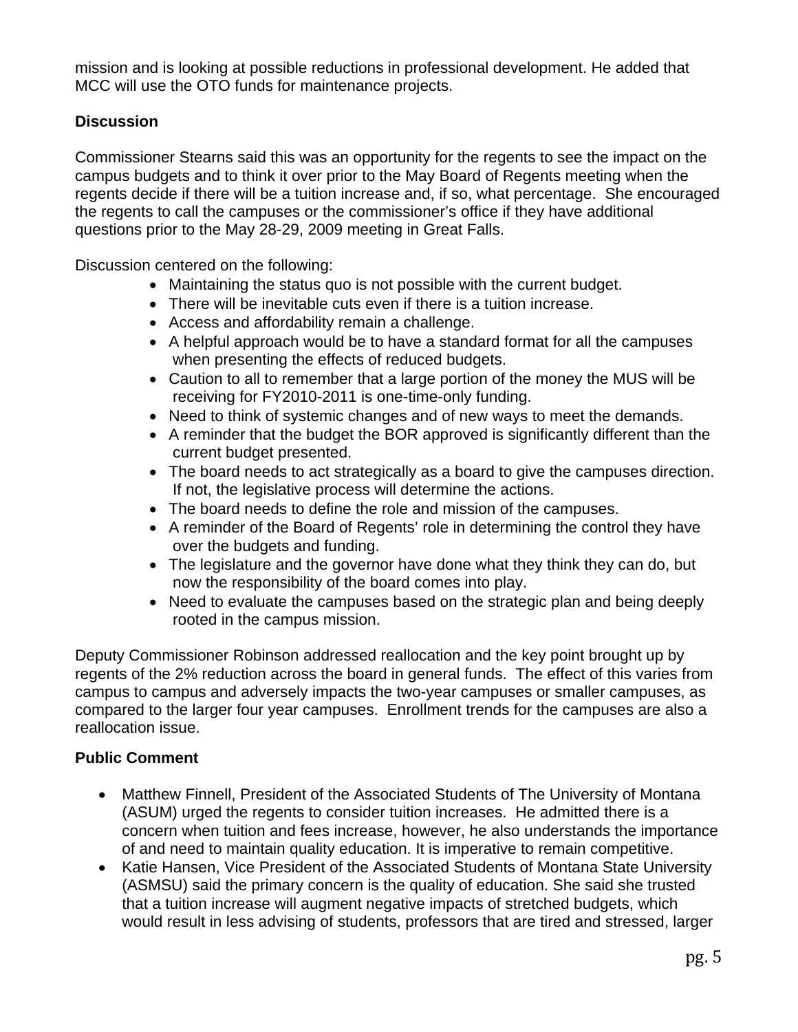mission and is looking at possible reductions in professional development. He added that MCC will use the OTO funds for maintenance projects.

**Discussion**

Commissioner Stearns said this was an opportunity for the regents to see the impact on the campus budgets and to think it over prior to the May Board of Regents meeting when the regents decide if there will be a tuition increase and, if so, what percentage. She encouraged the regents to call the campuses or the commissioner's office if they have additional questions prior to the May 28-29, 2009 meeting in Great Falls.

Discussion centered on the following:

- Maintaining the status quo is not possible with the current budget.
- There will be inevitable cuts even if there is a tuition increase.
- Access and affordability remain a challenge.
- A helpful approach would be to have a standard format for all the campuses when presenting the effects of reduced budgets.
- Caution to all to remember that a large portion of the money the MUS will be receiving for FY2010-2011 is one-time-only funding.
- Need to think of systemic changes and of new ways to meet the demands.
- A reminder that the budget the BOR approved is significantly different than the current budget presented.
- The board needs to act strategically as a board to give the campuses direction. If not, the legislative process will determine the actions.
- The board needs to define the role and mission of the campuses.
- A reminder of the Board of Regents' role in determining the control they have over the budgets and funding.
- The legislature and the governor have done what they think they can do, but now the responsibility of the board comes into play.
- Need to evaluate the campuses based on the strategic plan and being deeply rooted in the campus mission.

Deputy Commissioner Robinson addressed reallocation and the key point brought up by regents of the 2% reduction across the board in general funds. The effect of this varies from campus to campus and adversely impacts the two-year campuses or smaller campuses, as compared to the larger four year campuses. Enrollment trends for the campuses are also a reallocation issue.

**Public Comment**

- Matthew Finnell, President of the Associated Students of The University of Montana (ASUM) urged the regents to consider tuition increases. He admitted there is a concern when tuition and fees increase, however, he also understands the importance of and need to maintain quality education. It is imperative to remain competitive.
- Katie Hansen, Vice President of the Associated Students of Montana State University (ASMSU) said the primary concern is the quality of education. She said she trusted that a tuition increase will augment negative impacts of stretched budgets, which would result in less advising of students, professors that are tired and stressed, larger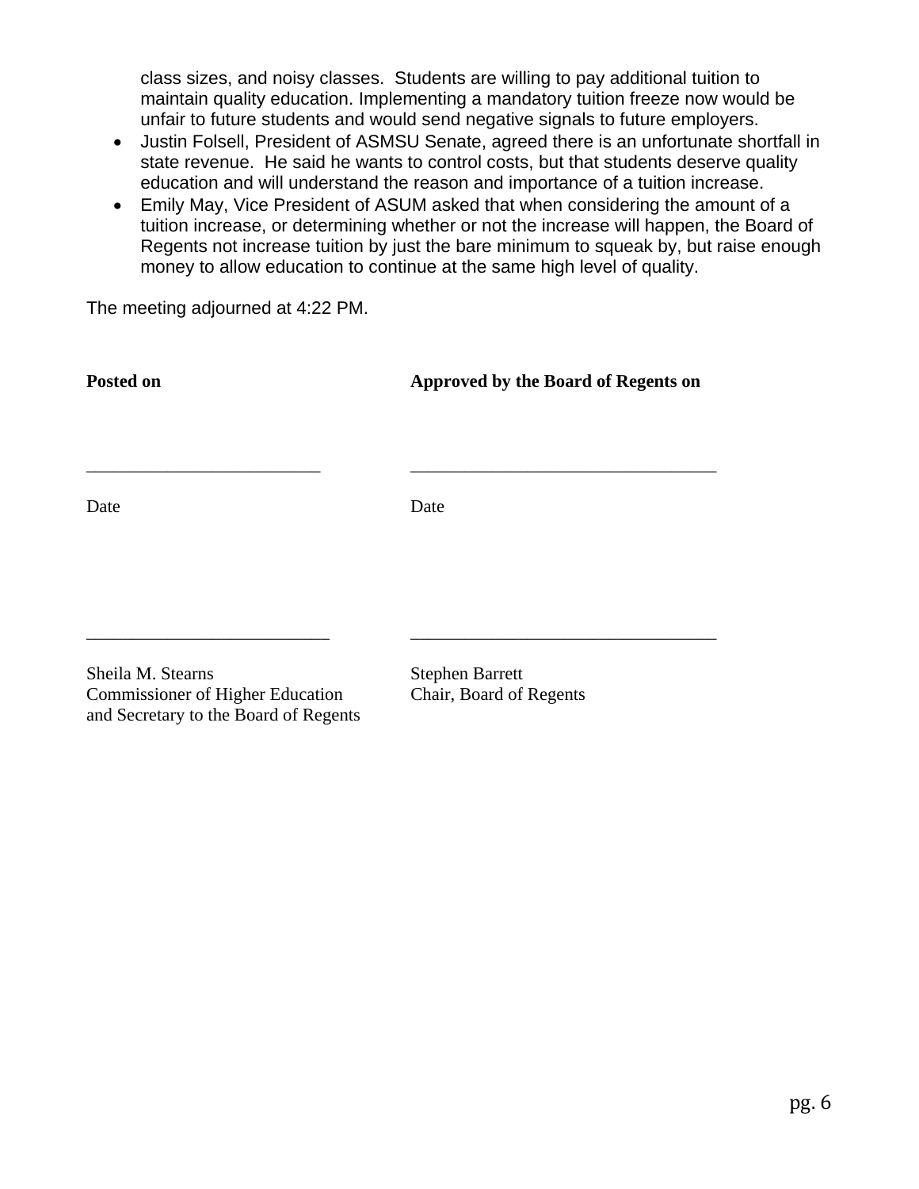class sizes, and noisy classes. Students are willing to pay additional tuition to maintain quality education. Implementing a mandatory tuition freeze now would be unfair to future students and would send negative signals to future employers.

- Justin Folsell, President of ASMSU Senate, agreed there is an unfortunate shortfall in state revenue. He said he wants to control costs, but that students deserve quality education and will understand the reason and importance of a tuition increase.
- Emily May, Vice President of ASUM asked that when considering the amount of a tuition increase, or determining whether or not the increase will happen, the Board of Regents not increase tuition by just the bare minimum to squeak by, but raise enough money to allow education to continue at the same high level of quality.

The meeting adjourned at 4:22 PM.

| **Posted on** | **Approved by the Board of Regents on** |
| --- | --- |
| ________________________ | ________________________ |
| Date | Date |
| ________________________ | ________________________ |
| Sheila M. Stearns<br>Commissioner of Higher Education<br>and Secretary to the Board of Regents | Stephen Barrett<br>Chair, Board of Regents |